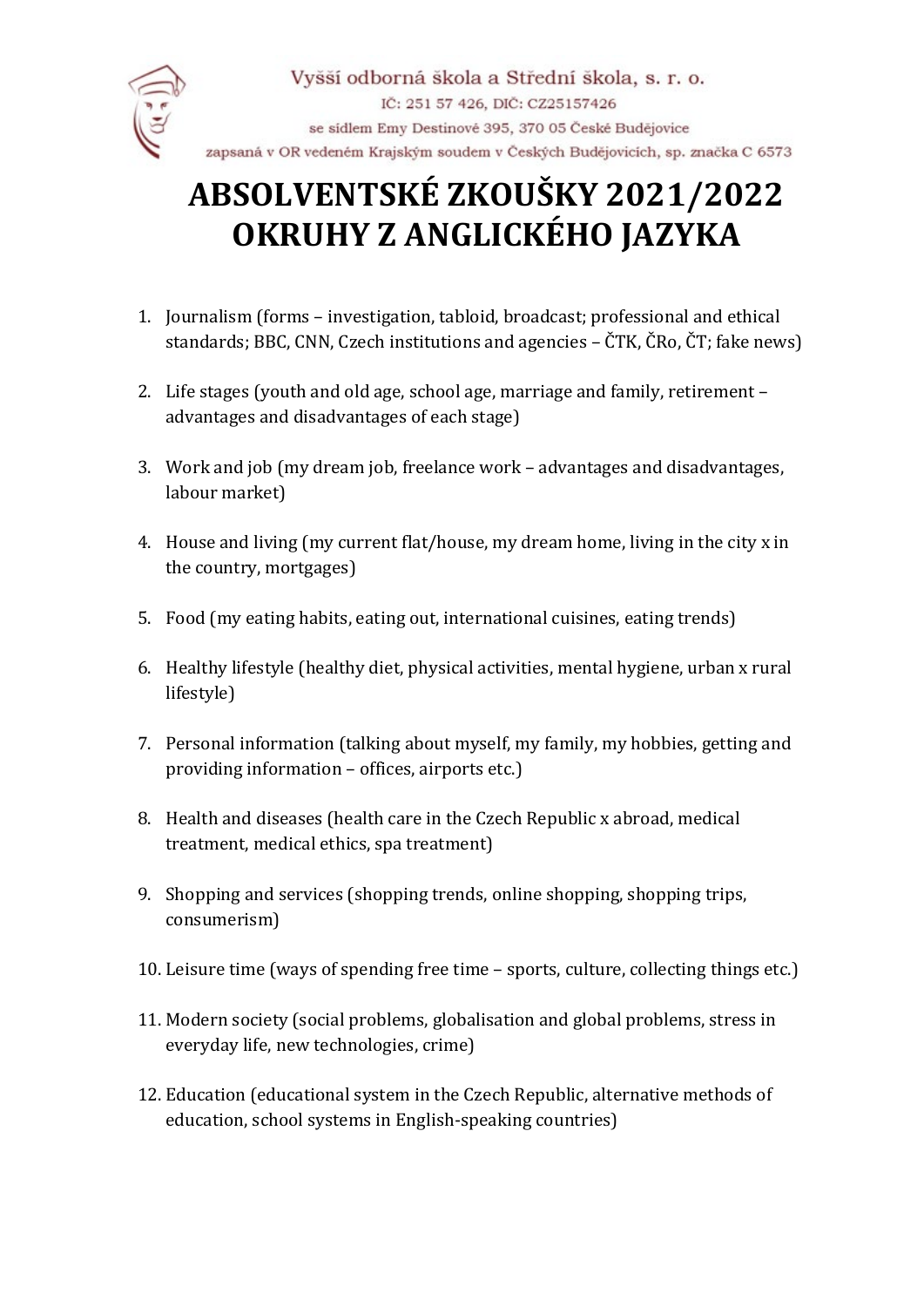Vyšší odborná škola a Střední škola, s. r. o.
IČ: 251 57 426, DIČ: CZ25157426
se sídlem Emy Destinové 395, 370 05 České Budějovice
zapsaná v OR vedeném Krajským soudem v Českých Budějovicích, sp. značka C 6573

# ABSOLVENTSKÉ ZKOUŠKY 2021/2022
# OKRUHY Z ANGLICKÉHO JAZYKA

1. Journalism (forms – investigation, tabloid, broadcast; professional and ethical standards; BBC, CNN, Czech institutions and agencies – ČTK, ČRo, ČT; fake news)

2. Life stages (youth and old age, school age, marriage and family, retirement – advantages and disadvantages of each stage)

3. Work and job (my dream job, freelance work – advantages and disadvantages, labour market)

4. House and living (my current flat/house, my dream home, living in the city x in the country, mortgages)

5. Food (my eating habits, eating out, international cuisines, eating trends)

6. Healthy lifestyle (healthy diet, physical activities, mental hygiene, urban x rural lifestyle)

7. Personal information (talking about myself, my family, my hobbies, getting and providing information – offices, airports etc.)

8. Health and diseases (health care in the Czech Republic x abroad, medical treatment, medical ethics, spa treatment)

9. Shopping and services (shopping trends, online shopping, shopping trips, consumerism)

10. Leisure time (ways of spending free time – sports, culture, collecting things etc.)

11. Modern society (social problems, globalisation and global problems, stress in everyday life, new technologies, crime)

12. Education (educational system in the Czech Republic, alternative methods of education, school systems in English-speaking countries)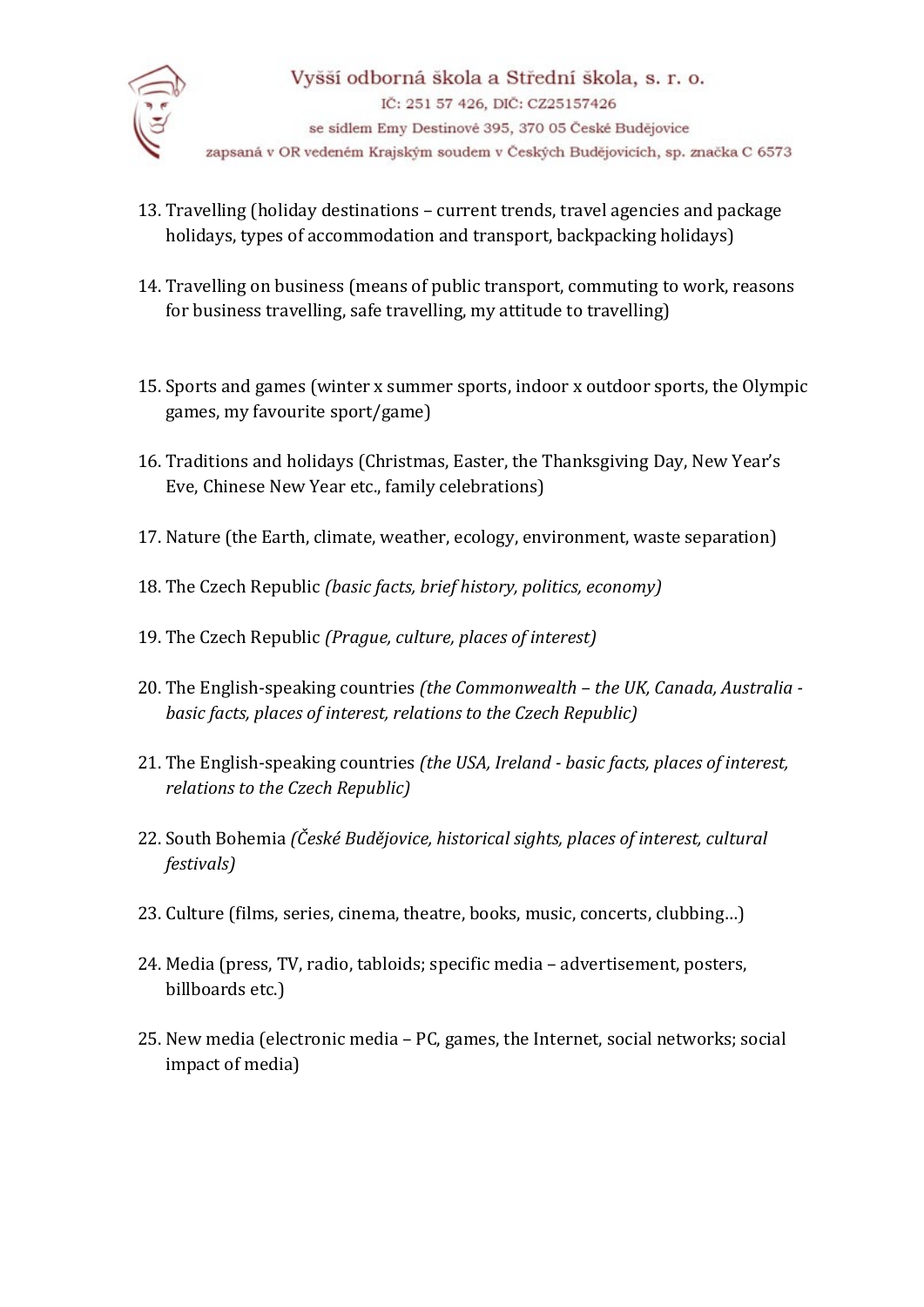13. Travelling (holiday destinations – current trends, travel agencies and package holidays, types of accommodation and transport, backpacking holidays)

14. Travelling on business (means of public transport, commuting to work, reasons for business travelling, safe travelling, my attitude to travelling)

15. Sports and games (winter x summer sports, indoor x outdoor sports, the Olympic games, my favourite sport/game)

16. Traditions and holidays (Christmas, Easter, the Thanksgiving Day, New Year's Eve, Chinese New Year etc., family celebrations)

17. Nature (the Earth, climate, weather, ecology, environment, waste separation)

18. The Czech Republic *(basic facts, brief history, politics, economy)*

19. The Czech Republic *(Prague, culture, places of interest)*

20. The English-speaking countries *(the Commonwealth – the UK, Canada, Australia - basic facts, places of interest, relations to the Czech Republic)*

21. The English-speaking countries *(the USA, Ireland - basic facts, places of interest, relations to the Czech Republic)*

22. South Bohemia *(České Budějovice, historical sights, places of interest, cultural festivals)*

23. Culture (films, series, cinema, theatre, books, music, concerts, clubbing…)

24. Media (press, TV, radio, tabloids; specific media – advertisement, posters, billboards etc.)

25. New media (electronic media – PC, games, the Internet, social networks; social impact of media)